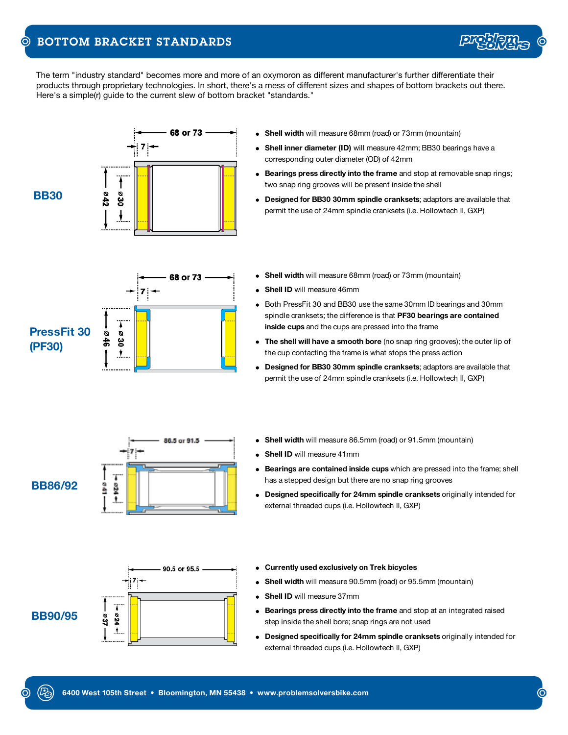# BOTTOM BRACKET STANDARDS

The term "industry standard" becomes more and more of an oxymoron as different manufacturer's further differentiate their products through proprietary technologies. In short, there's a mess of different sizes and shapes of bottom brackets out there. Here's a simple(r) guide to the current slew of bottom bracket "standards."

## BB30

- **Shell width** will measure 68mm (road) or 73mm (mountain)
- **Shell inner diameter (ID)** will measure 42mm; BB30 bearings have a corresponding outer diameter (OD) of 42mm
- **Bearings press directly into the frame** and stop at removable snap rings; two snap ring grooves will be present inside the shell
- **Designed for BB30 30mm spindle cranksets**; adaptors are available that permit the use of 24mm spindle cranksets (i.e. Hollowtech II, GXP)

## PressFit 30 (PF30)

- **Shell width** will measure 68mm (road) or 73mm (mountain)
- **Shell ID** will measure 46mm
- Both PressFit 30 and BB30 use the same 30mm ID bearings and 30mm spindle cranksets; the difference is that **PF30 bearings are contained inside cups** and the cups are pressed into the frame
- **The shell will have a smooth bore** (no snap ring grooves); the outer lip of the cup contacting the frame is what stops the press action
- **Designed for BB30 30mm spindle cranksets**; adaptors are available that permit the use of 24mm spindle cranksets (i.e. Hollowtech II, GXP)

## BB86/92

- **Shell width** will measure 86.5mm (road) or 91.5mm (mountain)
- **Shell ID** will measure 41mm
- **Bearings are contained inside cups** which are pressed into the frame; shell has a stepped design but there are no snap ring grooves
- **Designed specifically for 24mm spindle cranksets** originally intended for external threaded cups (i.e. Hollowtech II, GXP)

## BB90/95

- **Currently used exclusively on Trek bicycles**
- **Shell width** will measure 90.5mm (road) or 95.5mm (mountain)
- **Shell ID** will measure 37mm
- **Bearings press directly into the frame** and stop at an integrated raised step inside the shell bore; snap rings are not used
- **Designed specifically for 24mm spindle cranksets** originally intended for external threaded cups (i.e. Hollowtech II, GXP)

6400 West 105th Street • Bloomington, MN 55438 • www.problemsolversbike.com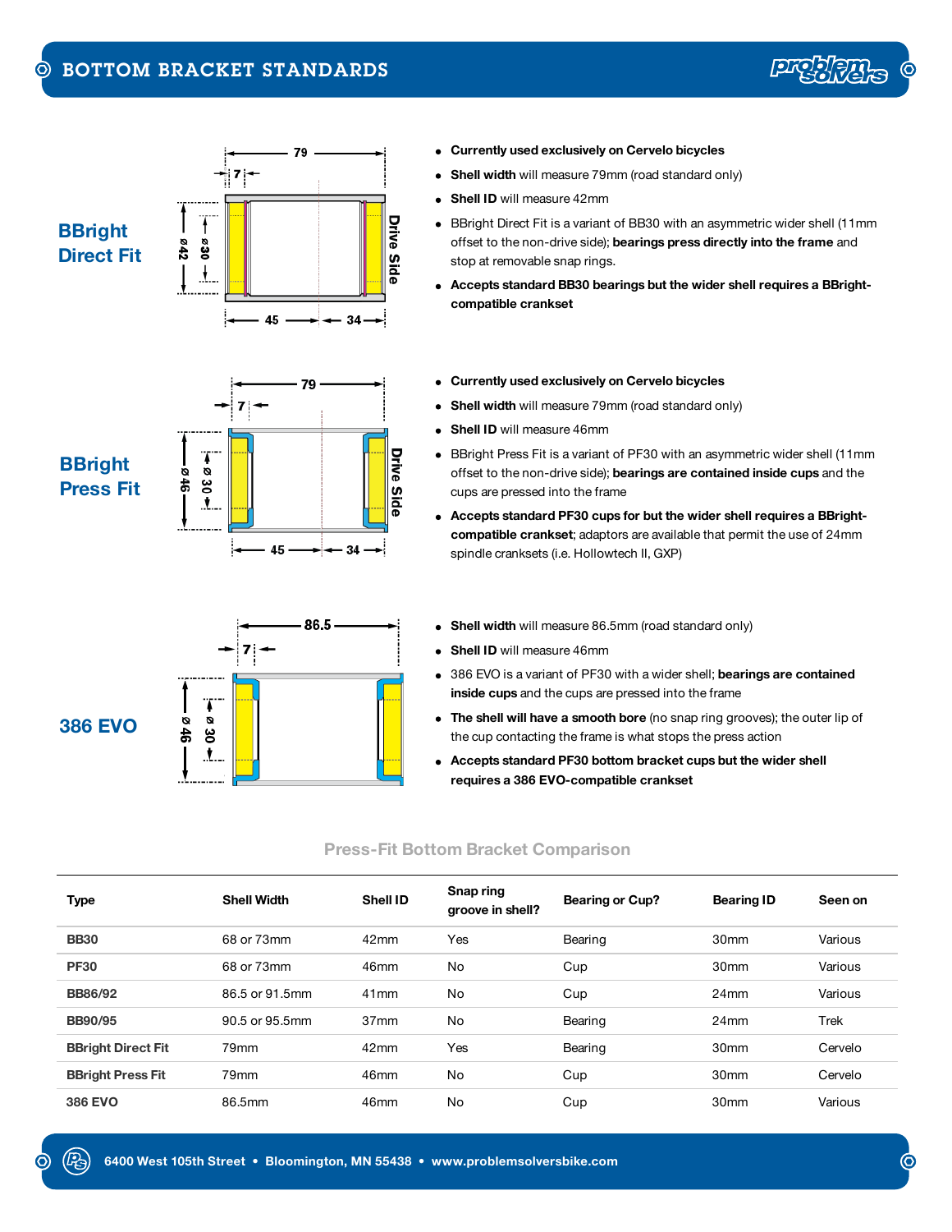# BOTTOM BRACKET STANDARDS

## BBright Direct Fit

79
7
ø42
ø30
Drive Side
45
34

- **Currently used exclusively on Cervelo bicycles**
- **Shell width** will measure 79mm (road standard only)
- **Shell ID** will measure 42mm
- BBright Direct Fit is a variant of BB30 with an asymmetric wider shell (11mm offset to the non-drive side); **bearings press directly into the frame** and stop at removable snap rings.
- **Accepts standard BB30 bearings but the wider shell requires a BBright-compatible crankset**

## BBright Press Fit

79
7
ø46
ø 30
Drive Side
45
34

- **Currently used exclusively on Cervelo bicycles**
- **Shell width** will measure 79mm (road standard only)
- **Shell ID** will measure 46mm
- BBright Press Fit is a variant of PF30 with an asymmetric wider shell (11mm offset to the non-drive side); **bearings are contained inside cups** and the cups are pressed into the frame
- **Accepts standard PF30 cups for but the wider shell requires a BBright-compatible crankset**; adaptors are available that permit the use of 24mm spindle cranksets (i.e. Hollowtech II, GXP)

## 386 EVO

86.5
7
ø46
ø 30

- **Shell width** will measure 86.5mm (road standard only)
- **Shell ID** will measure 46mm
- 386 EVO is a variant of PF30 with a wider shell; **bearings are contained inside cups** and the cups are pressed into the frame
- **The shell will have a smooth bore** (no snap ring grooves); the outer lip of the cup contacting the frame is what stops the press action
- **Accepts standard PF30 bottom bracket cups but the wider shell requires a 386 EVO-compatible crankset**

## Press-Fit Bottom Bracket Comparison

| Type | Shell Width | Shell ID | Snap ring groove in shell? | Bearing or Cup? | Bearing ID | Seen on |
|---|---|---|---|---|---|---|
| **BB30** | 68 or 73mm | 42mm | Yes | Bearing | 30mm | Various |
| **PF30** | 68 or 73mm | 46mm | No | Cup | 30mm | Various |
| **BB86/92** | 86.5 or 91.5mm | 41mm | No | Cup | 24mm | Various |
| **BB90/95** | 90.5 or 95.5mm | 37mm | No | Bearing | 24mm | Trek |
| **BBright Direct Fit** | 79mm | 42mm | Yes | Bearing | 30mm | Cervelo |
| **BBright Press Fit** | 79mm | 46mm | No | Cup | 30mm | Cervelo |
| **386 EVO** | 86.5mm | 46mm | No | Cup | 30mm | Various |

6400 West 105th Street • Bloomington, MN 55438 • www.problemsolversbike.com